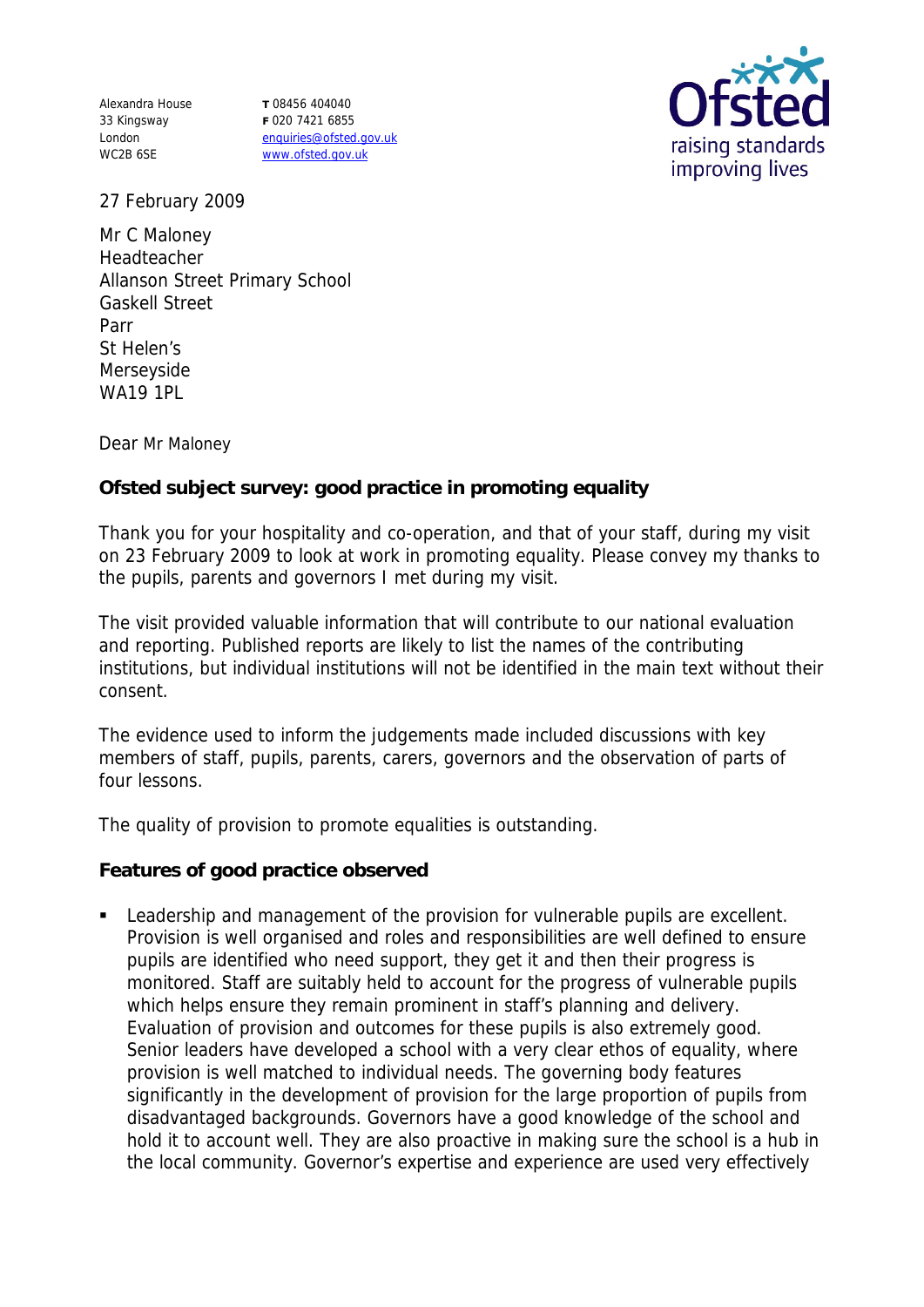Alexandra House
33 Kingsway
London
WC2B 6SE

T 08456 404040
F 020 7421 6855
enquiries@ofsted.gov.uk
www.ofsted.gov.uk

Ofsted
raising standards
improving lives

27 February 2009

Mr C Maloney
Headteacher
Allanson Street Primary School
Gaskell Street
Parr
St Helen's
Merseyside
WA19 1PL

Dear Mr Maloney

**Ofsted subject survey: good practice in promoting equality**

Thank you for your hospitality and co-operation, and that of your staff, during my visit on 23 February 2009 to look at work in promoting equality. Please convey my thanks to the pupils, parents and governors I met during my visit.

The visit provided valuable information that will contribute to our national evaluation and reporting. Published reports are likely to list the names of the contributing institutions, but individual institutions will not be identified in the main text without their consent.

The evidence used to inform the judgements made included discussions with key members of staff, pupils, parents, carers, governors and the observation of parts of four lessons.

The quality of provision to promote equalities is outstanding.

**Features of good practice observed**

- Leadership and management of the provision for vulnerable pupils are excellent. Provision is well organised and roles and responsibilities are well defined to ensure pupils are identified who need support, they get it and then their progress is monitored. Staff are suitably held to account for the progress of vulnerable pupils which helps ensure they remain prominent in staff's planning and delivery. Evaluation of provision and outcomes for these pupils is also extremely good. Senior leaders have developed a school with a very clear ethos of equality, where provision is well matched to individual needs. The governing body features significantly in the development of provision for the large proportion of pupils from disadvantaged backgrounds. Governors have a good knowledge of the school and hold it to account well. They are also proactive in making sure the school is a hub in the local community. Governor's expertise and experience are used very effectively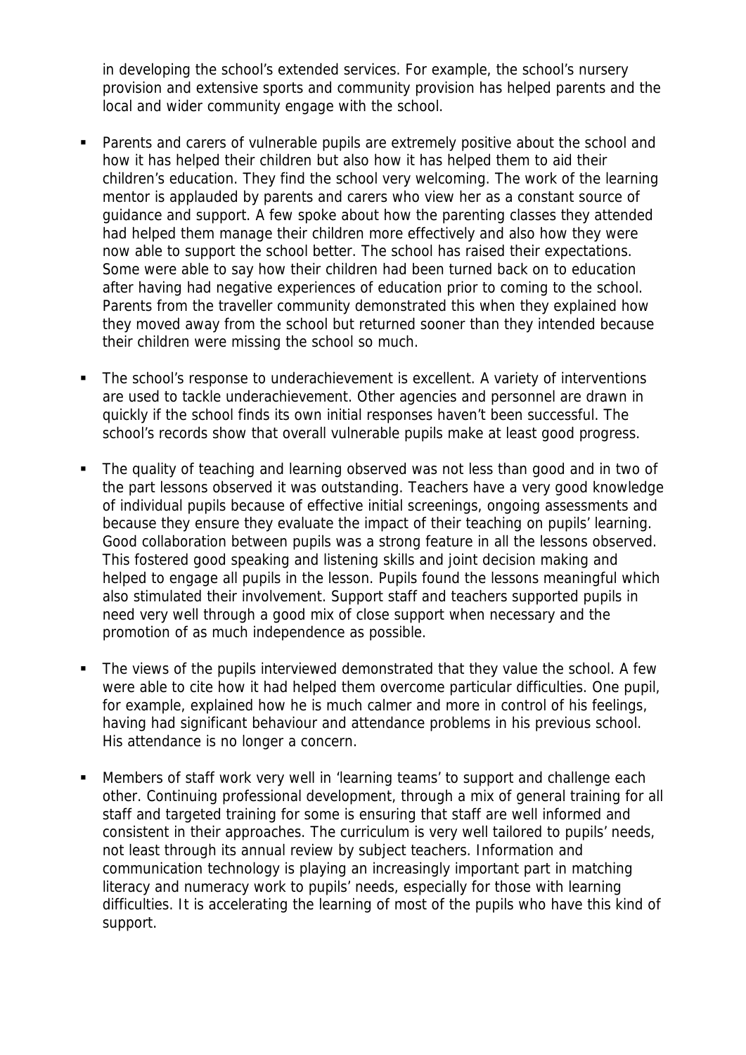in developing the school's extended services. For example, the school's nursery provision and extensive sports and community provision has helped parents and the local and wider community engage with the school.

- Parents and carers of vulnerable pupils are extremely positive about the school and how it has helped their children but also how it has helped them to aid their children's education. They find the school very welcoming. The work of the learning mentor is applauded by parents and carers who view her as a constant source of guidance and support. A few spoke about how the parenting classes they attended had helped them manage their children more effectively and also how they were now able to support the school better. The school has raised their expectations. Some were able to say how their children had been turned back on to education after having had negative experiences of education prior to coming to the school. Parents from the traveller community demonstrated this when they explained how they moved away from the school but returned sooner than they intended because their children were missing the school so much.

- The school's response to underachievement is excellent. A variety of interventions are used to tackle underachievement. Other agencies and personnel are drawn in quickly if the school finds its own initial responses haven't been successful. The school's records show that overall vulnerable pupils make at least good progress.

- The quality of teaching and learning observed was not less than good and in two of the part lessons observed it was outstanding. Teachers have a very good knowledge of individual pupils because of effective initial screenings, ongoing assessments and because they ensure they evaluate the impact of their teaching on pupils' learning. Good collaboration between pupils was a strong feature in all the lessons observed. This fostered good speaking and listening skills and joint decision making and helped to engage all pupils in the lesson. Pupils found the lessons meaningful which also stimulated their involvement. Support staff and teachers supported pupils in need very well through a good mix of close support when necessary and the promotion of as much independence as possible.

- The views of the pupils interviewed demonstrated that they value the school. A few were able to cite how it had helped them overcome particular difficulties. One pupil, for example, explained how he is much calmer and more in control of his feelings, having had significant behaviour and attendance problems in his previous school. His attendance is no longer a concern.

- Members of staff work very well in 'learning teams' to support and challenge each other. Continuing professional development, through a mix of general training for all staff and targeted training for some is ensuring that staff are well informed and consistent in their approaches. The curriculum is very well tailored to pupils' needs, not least through its annual review by subject teachers. Information and communication technology is playing an increasingly important part in matching literacy and numeracy work to pupils' needs, especially for those with learning difficulties. It is accelerating the learning of most of the pupils who have this kind of support.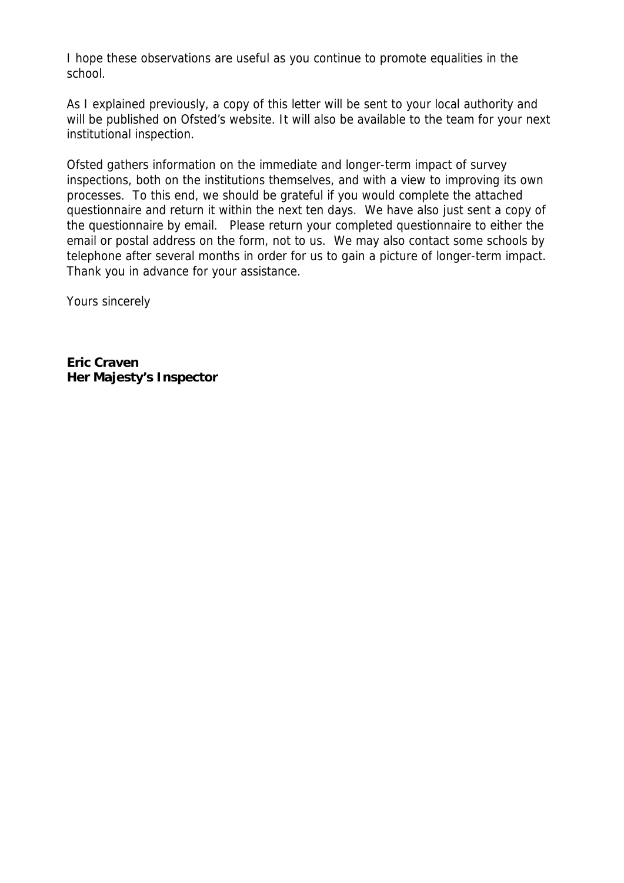I hope these observations are useful as you continue to promote equalities in the school.

As I explained previously, a copy of this letter will be sent to your local authority and will be published on Ofsted's website. It will also be available to the team for your next institutional inspection.

Ofsted gathers information on the immediate and longer-term impact of survey inspections, both on the institutions themselves, and with a view to improving its own processes. To this end, we should be grateful if you would complete the attached questionnaire and return it within the next ten days. We have also just sent a copy of the questionnaire by email. Please return your completed questionnaire to either the email or postal address on the form, not to us. We may also contact some schools by telephone after several months in order for us to gain a picture of longer-term impact. Thank you in advance for your assistance.

Yours sincerely

**Eric Craven**
**Her Majesty's Inspector**